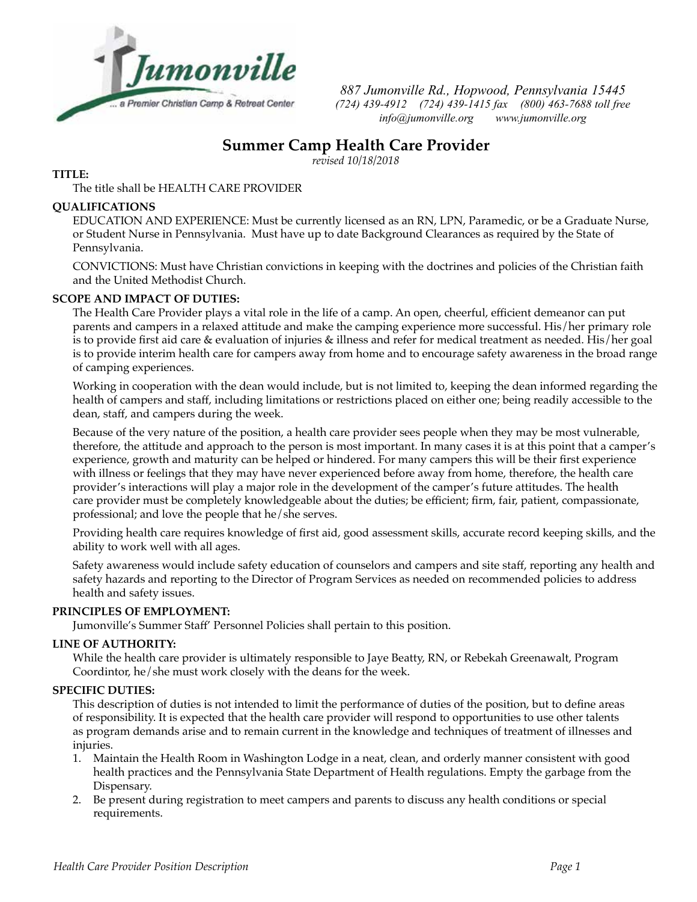Jumonville

... a Premier Christian Camp & Retreat Center

*887 Jumonville Rd., Hopwood, Pennsylvania 15445*
*(724) 439-4912 (724) 439-1415 fax (800) 463-7688 toll free*
*info@jumonville.org www.jumonville.org*

# Summer Camp Health Care Provider

*revised 10/18/2018*

**TITLE:**

The title shall be HEALTH CARE PROVIDER

**QUALIFICATIONS**

EDUCATION AND EXPERIENCE: Must be currently licensed as an RN, LPN, Paramedic, or be a Graduate Nurse, or Student Nurse in Pennsylvania. Must have up to date Background Clearances as required by the State of Pennsylvania.

CONVICTIONS: Must have Christian convictions in keeping with the doctrines and policies of the Christian faith and the United Methodist Church.

**SCOPE AND IMPACT OF DUTIES:**

The Health Care Provider plays a vital role in the life of a camp. An open, cheerful, efficient demeanor can put parents and campers in a relaxed attitude and make the camping experience more successful. His/her primary role is to provide first aid care & evaluation of injuries & illness and refer for medical treatment as needed. His/her goal is to provide interim health care for campers away from home and to encourage safety awareness in the broad range of camping experiences.

Working in cooperation with the dean would include, but is not limited to, keeping the dean informed regarding the health of campers and staff, including limitations or restrictions placed on either one; being readily accessible to the dean, staff, and campers during the week.

Because of the very nature of the position, a health care provider sees people when they may be most vulnerable, therefore, the attitude and approach to the person is most important. In many cases it is at this point that a camper's experience, growth and maturity can be helped or hindered. For many campers this will be their first experience with illness or feelings that they may have never experienced before away from home, therefore, the health care provider's interactions will play a major role in the development of the camper's future attitudes. The health care provider must be completely knowledgeable about the duties; be efficient; firm, fair, patient, compassionate, professional; and love the people that he/she serves.

Providing health care requires knowledge of first aid, good assessment skills, accurate record keeping skills, and the ability to work well with all ages.

Safety awareness would include safety education of counselors and campers and site staff, reporting any health and safety hazards and reporting to the Director of Program Services as needed on recommended policies to address health and safety issues.

**PRINCIPLES OF EMPLOYMENT:**

Jumonville's Summer Staff' Personnel Policies shall pertain to this position.

**LINE OF AUTHORITY:**

While the health care provider is ultimately responsible to Jaye Beatty, RN, or Rebekah Greenawalt, Program Coordintor, he/she must work closely with the deans for the week.

**SPECIFIC DUTIES:**

This description of duties is not intended to limit the performance of duties of the position, but to define areas of responsibility. It is expected that the health care provider will respond to opportunities to use other talents as program demands arise and to remain current in the knowledge and techniques of treatment of illnesses and injuries.

1. Maintain the Health Room in Washington Lodge in a neat, clean, and orderly manner consistent with good health practices and the Pennsylvania State Department of Health regulations. Empty the garbage from the Dispensary.
2. Be present during registration to meet campers and parents to discuss any health conditions or special requirements.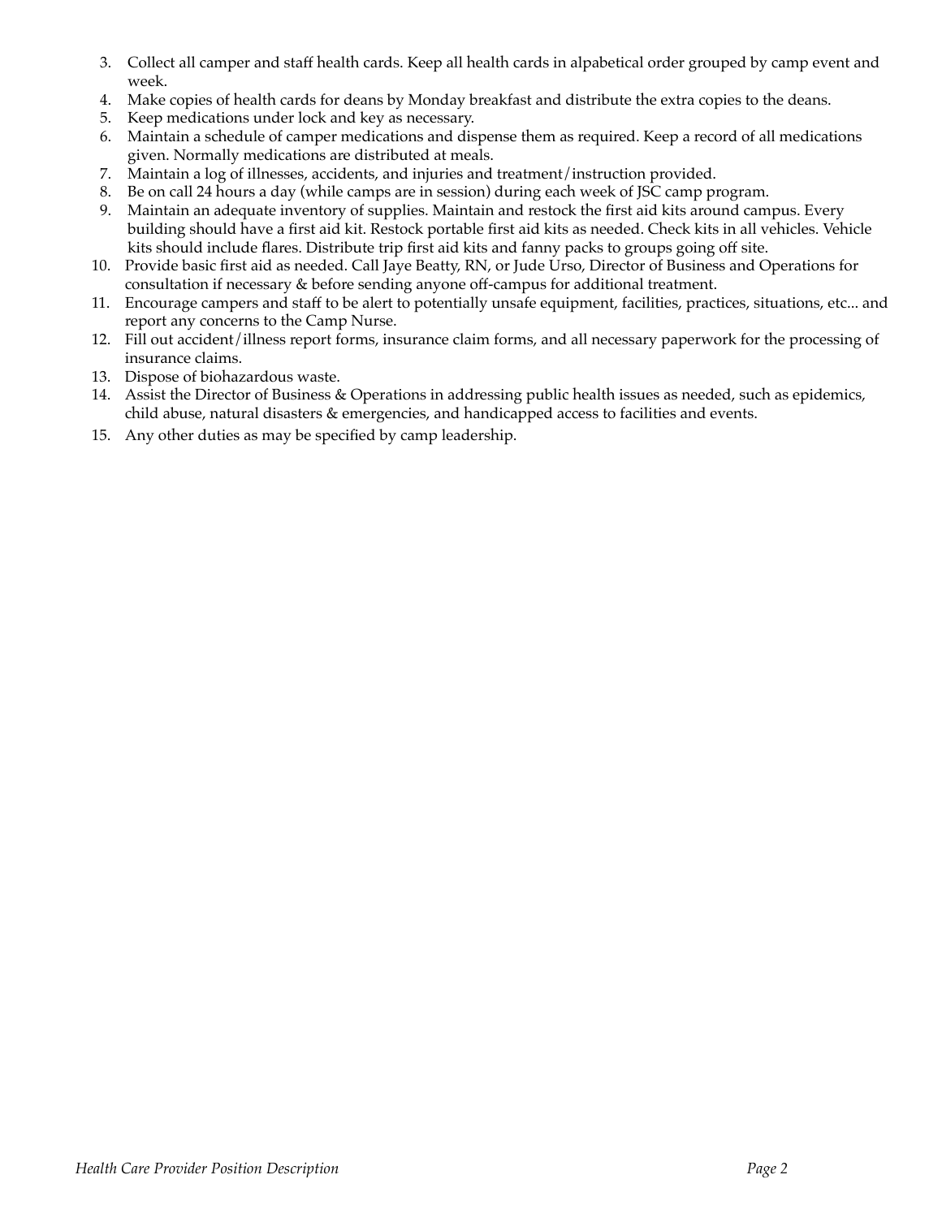3. Collect all camper and staff health cards. Keep all health cards in alpabetical order grouped by camp event and week.
4. Make copies of health cards for deans by Monday breakfast and distribute the extra copies to the deans.
5. Keep medications under lock and key as necessary.
6. Maintain a schedule of camper medications and dispense them as required. Keep a record of all medications given. Normally medications are distributed at meals.
7. Maintain a log of illnesses, accidents, and injuries and treatment/instruction provided.
8. Be on call 24 hours a day (while camps are in session) during each week of JSC camp program.
9. Maintain an adequate inventory of supplies. Maintain and restock the first aid kits around campus. Every building should have a first aid kit. Restock portable first aid kits as needed. Check kits in all vehicles. Vehicle kits should include flares. Distribute trip first aid kits and fanny packs to groups going off site.
10. Provide basic first aid as needed. Call Jaye Beatty, RN, or Jude Urso, Director of Business and Operations for consultation if necessary & before sending anyone off-campus for additional treatment.
11. Encourage campers and staff to be alert to potentially unsafe equipment, facilities, practices, situations, etc... and report any concerns to the Camp Nurse.
12. Fill out accident/illness report forms, insurance claim forms, and all necessary paperwork for the processing of insurance claims.
13. Dispose of biohazardous waste.
14. Assist the Director of Business & Operations in addressing public health issues as needed, such as epidemics, child abuse, natural disasters & emergencies, and handicapped access to facilities and events.
15. Any other duties as may be specified by camp leadership.